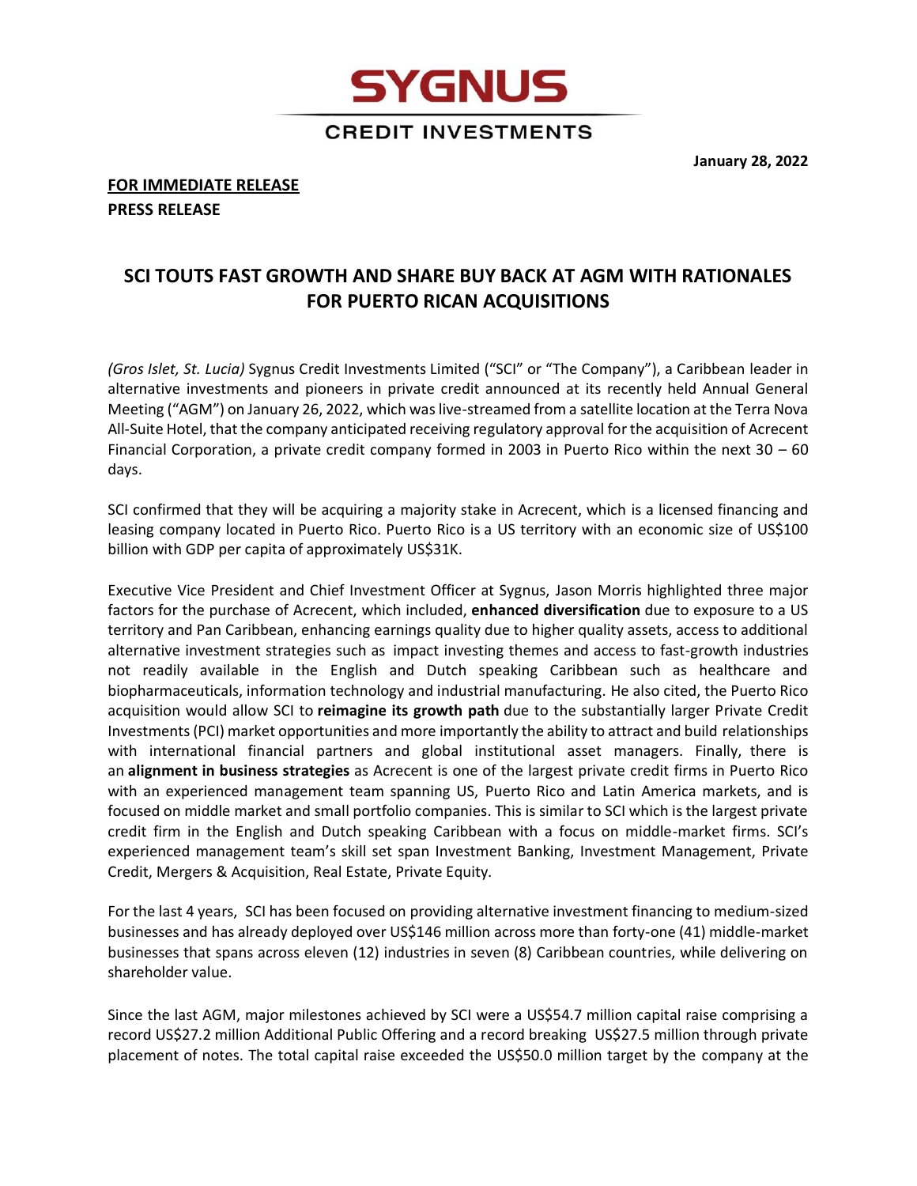# SYGNUS

## CREDIT INVESTMENTS

**January 28, 2022**

**FOR IMMEDIATE RELEASE**
**PRESS RELEASE**

## SCI TOUTS FAST GROWTH AND SHARE BUY BACK AT AGM WITH RATIONALES FOR PUERTO RICAN ACQUISITIONS

*(Gros Islet, St. Lucia)* Sygnus Credit Investments Limited ("SCI" or "The Company"), a Caribbean leader in alternative investments and pioneers in private credit announced at its recently held Annual General Meeting ("AGM") on January 26, 2022, which was live-streamed from a satellite location at the Terra Nova All-Suite Hotel, that the company anticipated receiving regulatory approval for the acquisition of Acrecent Financial Corporation, a private credit company formed in 2003 in Puerto Rico within the next 30 – 60 days.

SCI confirmed that they will be acquiring a majority stake in Acrecent, which is a licensed financing and leasing company located in Puerto Rico. Puerto Rico is a US territory with an economic size of US$100 billion with GDP per capita of approximately US$31K.

Executive Vice President and Chief Investment Officer at Sygnus, Jason Morris highlighted three major factors for the purchase of Acrecent, which included, **enhanced diversification** due to exposure to a US territory and Pan Caribbean, enhancing earnings quality due to higher quality assets, access to additional alternative investment strategies such as impact investing themes and access to fast-growth industries not readily available in the English and Dutch speaking Caribbean such as healthcare and biopharmaceuticals, information technology and industrial manufacturing. He also cited, the Puerto Rico acquisition would allow SCI to **reimagine its growth path** due to the substantially larger Private Credit Investments (PCI) market opportunities and more importantly the ability to attract and build relationships with international financial partners and global institutional asset managers. Finally, there is an **alignment in business strategies** as Acrecent is one of the largest private credit firms in Puerto Rico with an experienced management team spanning US, Puerto Rico and Latin America markets, and is focused on middle market and small portfolio companies. This is similar to SCI which is the largest private credit firm in the English and Dutch speaking Caribbean with a focus on middle-market firms. SCI's experienced management team's skill set span Investment Banking, Investment Management, Private Credit, Mergers & Acquisition, Real Estate, Private Equity.

For the last 4 years, SCI has been focused on providing alternative investment financing to medium-sized businesses and has already deployed over US$146 million across more than forty-one (41) middle-market businesses that spans across eleven (12) industries in seven (8) Caribbean countries, while delivering on shareholder value.

Since the last AGM, major milestones achieved by SCI were a US$54.7 million capital raise comprising a record US$27.2 million Additional Public Offering and a record breaking US$27.5 million through private placement of notes. The total capital raise exceeded the US$50.0 million target by the company at the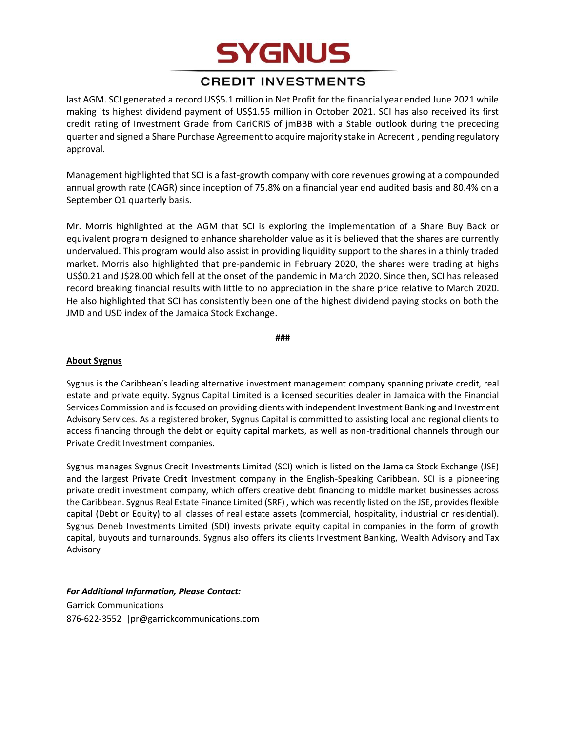last AGM. SCI generated a record US$5.1 million in Net Profit for the financial year ended June 2021 while making its highest dividend payment of US$1.55 million in October 2021. SCI has also received its first credit rating of Investment Grade from CariCRIS of jmBBB with a Stable outlook during the preceding quarter and signed a Share Purchase Agreement to acquire majority stake in Acrecent , pending regulatory approval.

Management highlighted that SCI is a fast-growth company with core revenues growing at a compounded annual growth rate (CAGR) since inception of 75.8% on a financial year end audited basis and 80.4% on a September Q1 quarterly basis.

Mr. Morris highlighted at the AGM that SCI is exploring the implementation of a Share Buy Back or equivalent program designed to enhance shareholder value as it is believed that the shares are currently undervalued. This program would also assist in providing liquidity support to the shares in a thinly traded market. Morris also highlighted that pre-pandemic in February 2020, the shares were trading at highs US$0.21 and J$28.00 which fell at the onset of the pandemic in March 2020. Since then, SCI has released record breaking financial results with little to no appreciation in the share price relative to March 2020. He also highlighted that SCI has consistently been one of the highest dividend paying stocks on both the JMD and USD index of the Jamaica Stock Exchange.

**###**

**About Sygnus**

Sygnus is the Caribbean's leading alternative investment management company spanning private credit, real estate and private equity. Sygnus Capital Limited is a licensed securities dealer in Jamaica with the Financial Services Commission and is focused on providing clients with independent Investment Banking and Investment Advisory Services. As a registered broker, Sygnus Capital is committed to assisting local and regional clients to access financing through the debt or equity capital markets, as well as non-traditional channels through our Private Credit Investment companies.

Sygnus manages Sygnus Credit Investments Limited (SCI) which is listed on the Jamaica Stock Exchange (JSE) and the largest Private Credit Investment company in the English-Speaking Caribbean. SCI is a pioneering private credit investment company, which offers creative debt financing to middle market businesses across the Caribbean. Sygnus Real Estate Finance Limited (SRF) , which was recently listed on the JSE, provides flexible capital (Debt or Equity) to all classes of real estate assets (commercial, hospitality, industrial or residential). Sygnus Deneb Investments Limited (SDI) invests private equity capital in companies in the form of growth capital, buyouts and turnarounds. Sygnus also offers its clients Investment Banking, Wealth Advisory and Tax Advisory

***For Additional Information, Please Contact:***

Garrick Communications

876-622-3552 |pr@garrickcommunications.com